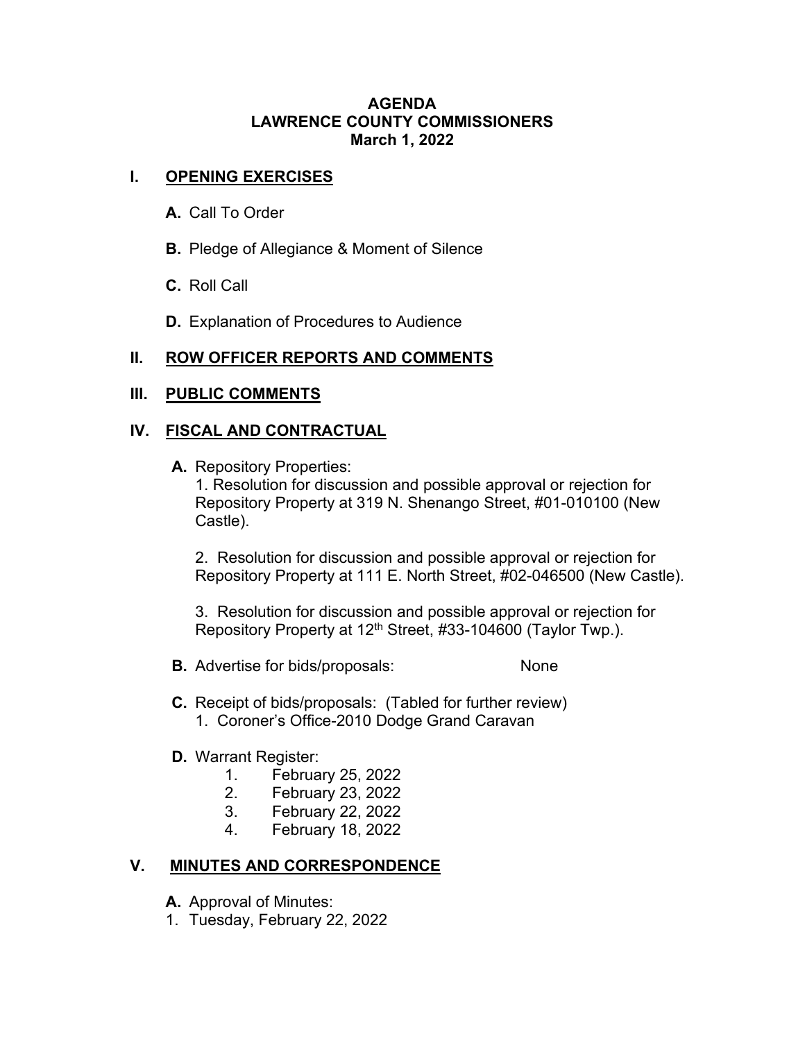# AGENDA
# LAWRENCE COUNTY COMMISSIONERS
# March 1, 2022

## I. OPENING EXERCISES

- **A.** Call To Order
- **B.** Pledge of Allegiance & Moment of Silence
- **C.** Roll Call
- **D.** Explanation of Procedures to Audience

## II. ROW OFFICER REPORTS AND COMMENTS

## III. PUBLIC COMMENTS

## IV. FISCAL AND CONTRACTUAL

**A.** Repository Properties:

1. Resolution for discussion and possible approval or rejection for Repository Property at 319 N. Shenango Street, #01-010100 (New Castle).

2. Resolution for discussion and possible approval or rejection for Repository Property at 111 E. North Street, #02-046500 (New Castle).

3. Resolution for discussion and possible approval or rejection for Repository Property at 12th Street, #33-104600 (Taylor Twp.).

**B.** Advertise for bids/proposals: None

**C.** Receipt of bids/proposals: (Tabled for further review)

1. Coroner's Office-2010 Dodge Grand Caravan

**D.** Warrant Register:

1. February 25, 2022
2. February 23, 2022
3. February 22, 2022
4. February 18, 2022

## V. MINUTES AND CORRESPONDENCE

**A.** Approval of Minutes:

1. Tuesday, February 22, 2022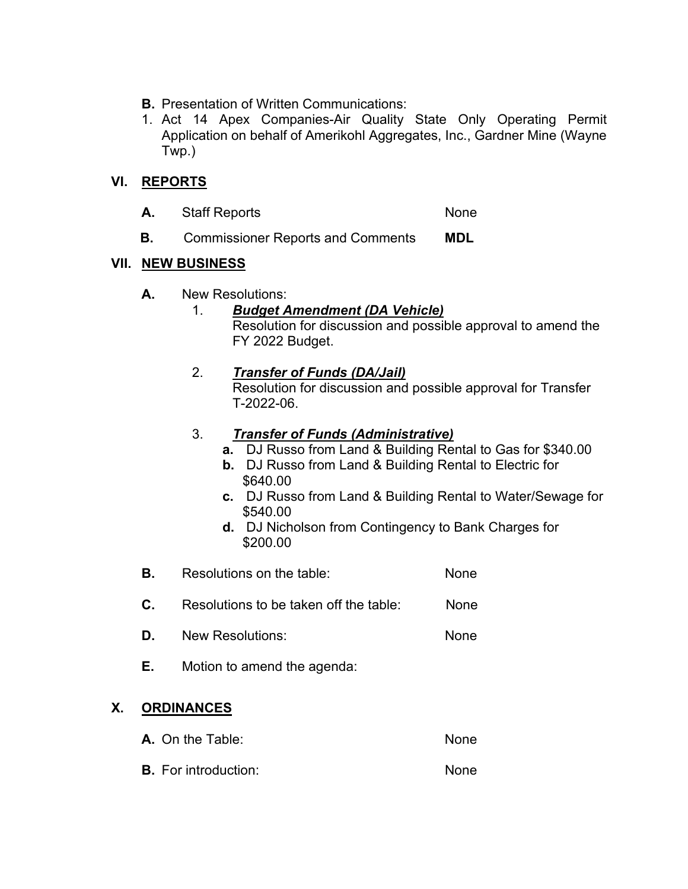**B.** Presentation of Written Communications:

1. Act 14 Apex Companies-Air Quality State Only Operating Permit Application on behalf of Amerikohl Aggregates, Inc., Gardner Mine (Wayne Twp.)

## VI. REPORTS

**A.** Staff Reports — None

**B.** Commissioner Reports and Comments — **MDL**

## VII. NEW BUSINESS

**A.** New Resolutions:

1. ***Budget Amendment (DA Vehicle)***
   Resolution for discussion and possible approval to amend the FY 2022 Budget.

2. ***Transfer of Funds (DA/Jail)***
   Resolution for discussion and possible approval for Transfer T-2022-06.

3. ***Transfer of Funds (Administrative)***
   - **a.** DJ Russo from Land & Building Rental to Gas for $340.00
   - **b.** DJ Russo from Land & Building Rental to Electric for $640.00
   - **c.** DJ Russo from Land & Building Rental to Water/Sewage for $540.00
   - **d.** DJ Nicholson from Contingency to Bank Charges for $200.00

**B.** Resolutions on the table: — None

**C.** Resolutions to be taken off the table: — None

**D.** New Resolutions: — None

**E.** Motion to amend the agenda:

## X. ORDINANCES

**A.** On the Table: — None

**B.** For introduction: — None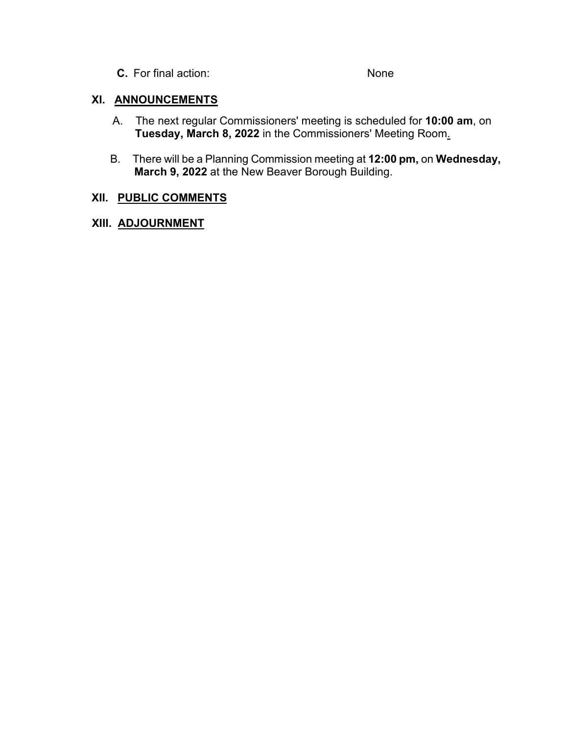**C.** For final action: None

## XI. ANNOUNCEMENTS

A. The next regular Commissioners' meeting is scheduled for **10:00 am**, on **Tuesday, March 8, 2022** in the Commissioners' Meeting Room.

B. There will be a Planning Commission meeting at **12:00 pm,** on **Wednesday, March 9, 2022** at the New Beaver Borough Building.

## XII. PUBLIC COMMENTS

## XIII. ADJOURNMENT